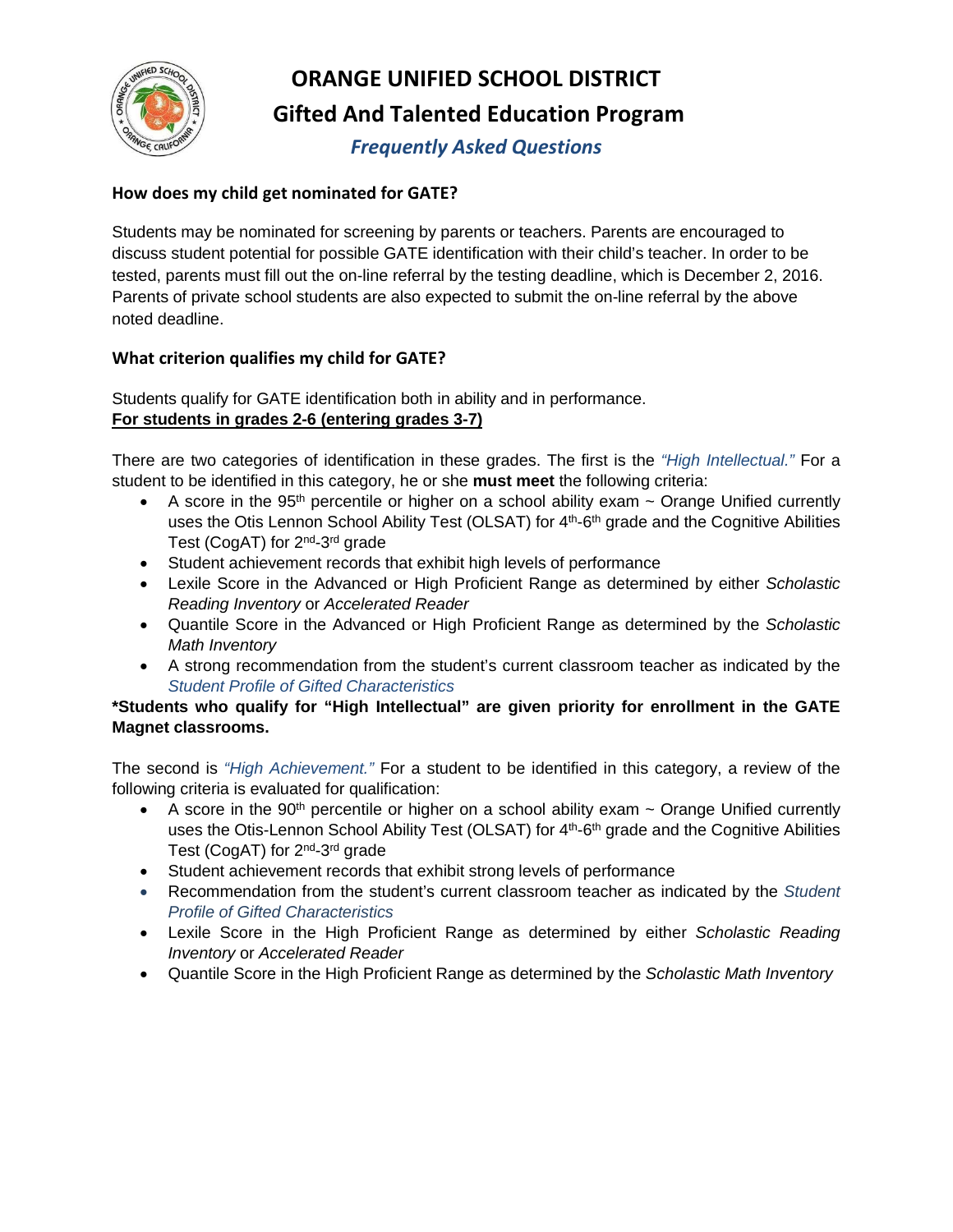# ORANGE UNIFIED SCHOOL DISTRICT

## Gifted And Talented Education Program

### *Frequently Asked Questions*

**How does my child get nominated for GATE?**

Students may be nominated for screening by parents or teachers. Parents are encouraged to discuss student potential for possible GATE identification with their child's teacher. In order to be tested, parents must fill out the on-line referral by the testing deadline, which is December 2, 2016. Parents of private school students are also expected to submit the on-line referral by the above noted deadline.

**What criterion qualifies my child for GATE?**

Students qualify for GATE identification both in ability and in performance.

**For students in grades 2-6 (entering grades 3-7)**

There are two categories of identification in these grades. The first is the *"High Intellectual."* For a student to be identified in this category, he or she **must meet** the following criteria:

- A score in the 95th percentile or higher on a school ability exam ~ Orange Unified currently uses the Otis Lennon School Ability Test (OLSAT) for 4th-6th grade and the Cognitive Abilities Test (CogAT) for 2nd-3rd grade
- Student achievement records that exhibit high levels of performance
- Lexile Score in the Advanced or High Proficient Range as determined by either *Scholastic Reading Inventory* or *Accelerated Reader*
- Quantile Score in the Advanced or High Proficient Range as determined by the *Scholastic Math Inventory*
- A strong recommendation from the student's current classroom teacher as indicated by the *Student Profile of Gifted Characteristics*

**\*Students who qualify for "High Intellectual" are given priority for enrollment in the GATE Magnet classrooms.**

The second is *"High Achievement."* For a student to be identified in this category, a review of the following criteria is evaluated for qualification:

- A score in the 90th percentile or higher on a school ability exam ~ Orange Unified currently uses the Otis-Lennon School Ability Test (OLSAT) for 4th-6th grade and the Cognitive Abilities Test (CogAT) for 2nd-3rd grade
- Student achievement records that exhibit strong levels of performance
- Recommendation from the student's current classroom teacher as indicated by the *Student Profile of Gifted Characteristics*
- Lexile Score in the High Proficient Range as determined by either *Scholastic Reading Inventory* or *Accelerated Reader*
- Quantile Score in the High Proficient Range as determined by the *Scholastic Math Inventory*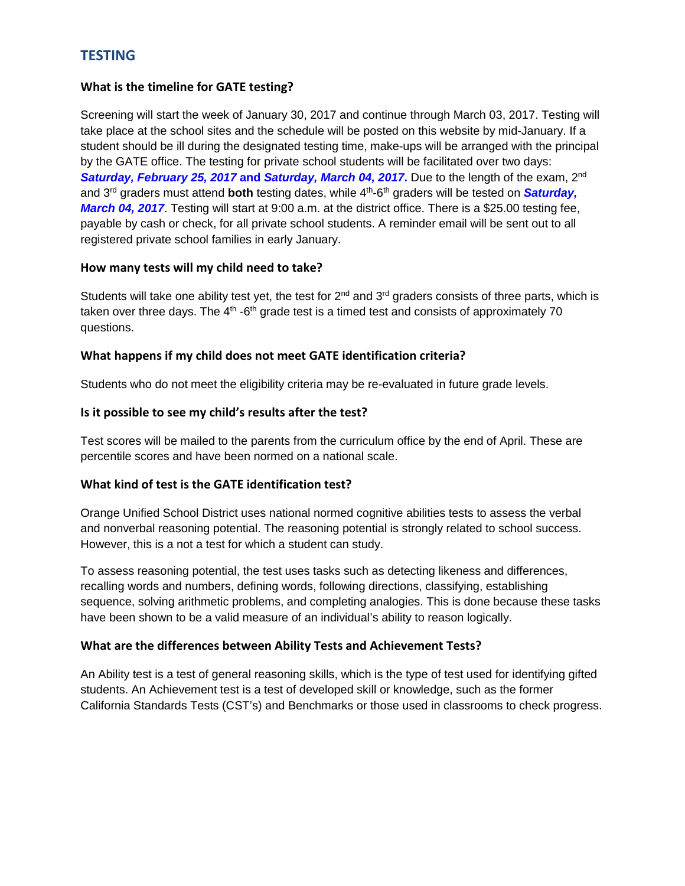## TESTING

### What is the timeline for GATE testing?

Screening will start the week of January 30, 2017 and continue through March 03, 2017. Testing will take place at the school sites and the schedule will be posted on this website by mid-January. If a student should be ill during the designated testing time, make-ups will be arranged with the principal by the GATE office. The testing for private school students will be facilitated over two days: ***Saturday, February 25, 2017* and *Saturday, March 04, 2017*.** Due to the length of the exam, 2nd and 3rd graders must attend **both** testing dates, while 4th-6th graders will be tested on ***Saturday, March 04, 2017***. Testing will start at 9:00 a.m. at the district office. There is a $25.00 testing fee, payable by cash or check, for all private school students. A reminder email will be sent out to all registered private school families in early January.

### How many tests will my child need to take?

Students will take one ability test yet, the test for 2nd and 3rd graders consists of three parts, which is taken over three days. The 4th -6th grade test is a timed test and consists of approximately 70 questions.

### What happens if my child does not meet GATE identification criteria?

Students who do not meet the eligibility criteria may be re-evaluated in future grade levels.

### Is it possible to see my child's results after the test?

Test scores will be mailed to the parents from the curriculum office by the end of April. These are percentile scores and have been normed on a national scale.

### What kind of test is the GATE identification test?

Orange Unified School District uses national normed cognitive abilities tests to assess the verbal and nonverbal reasoning potential. The reasoning potential is strongly related to school success. However, this is a not a test for which a student can study.

To assess reasoning potential, the test uses tasks such as detecting likeness and differences, recalling words and numbers, defining words, following directions, classifying, establishing sequence, solving arithmetic problems, and completing analogies. This is done because these tasks have been shown to be a valid measure of an individual's ability to reason logically.

### What are the differences between Ability Tests and Achievement Tests?

An Ability test is a test of general reasoning skills, which is the type of test used for identifying gifted students. An Achievement test is a test of developed skill or knowledge, such as the former California Standards Tests (CST's) and Benchmarks or those used in classrooms to check progress.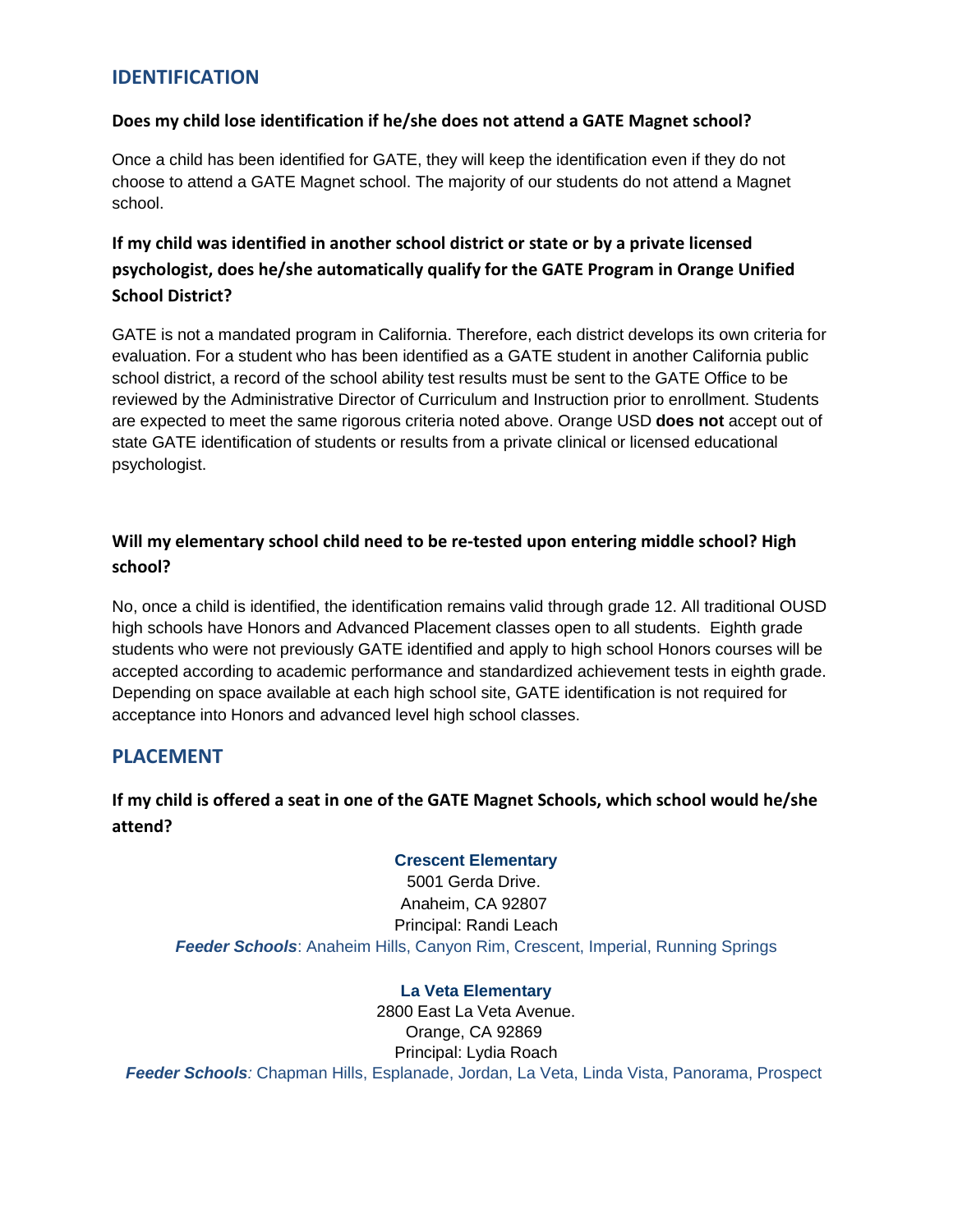## IDENTIFICATION

### Does my child lose identification if he/she does not attend a GATE Magnet school?

Once a child has been identified for GATE, they will keep the identification even if they do not choose to attend a GATE Magnet school. The majority of our students do not attend a Magnet school.

### If my child was identified in another school district or state or by a private licensed psychologist, does he/she automatically qualify for the GATE Program in Orange Unified School District?

GATE is not a mandated program in California. Therefore, each district develops its own criteria for evaluation. For a student who has been identified as a GATE student in another California public school district, a record of the school ability test results must be sent to the GATE Office to be reviewed by the Administrative Director of Curriculum and Instruction prior to enrollment. Students are expected to meet the same rigorous criteria noted above. Orange USD **does not** accept out of state GATE identification of students or results from a private clinical or licensed educational psychologist.

### Will my elementary school child need to be re-tested upon entering middle school? High school?

No, once a child is identified, the identification remains valid through grade 12. All traditional OUSD high schools have Honors and Advanced Placement classes open to all students. Eighth grade students who were not previously GATE identified and apply to high school Honors courses will be accepted according to academic performance and standardized achievement tests in eighth grade. Depending on space available at each high school site, GATE identification is not required for acceptance into Honors and advanced level high school classes.

## PLACEMENT

### If my child is offered a seat in one of the GATE Magnet Schools, which school would he/she attend?

**Crescent Elementary**
5001 Gerda Drive.
Anaheim, CA 92807
Principal: Randi Leach
***Feeder Schools***: Anaheim Hills, Canyon Rim, Crescent, Imperial, Running Springs

**La Veta Elementary**
2800 East La Veta Avenue.
Orange, CA 92869
Principal: Lydia Roach
***Feeder Schools****:* Chapman Hills, Esplanade, Jordan, La Veta, Linda Vista, Panorama, Prospect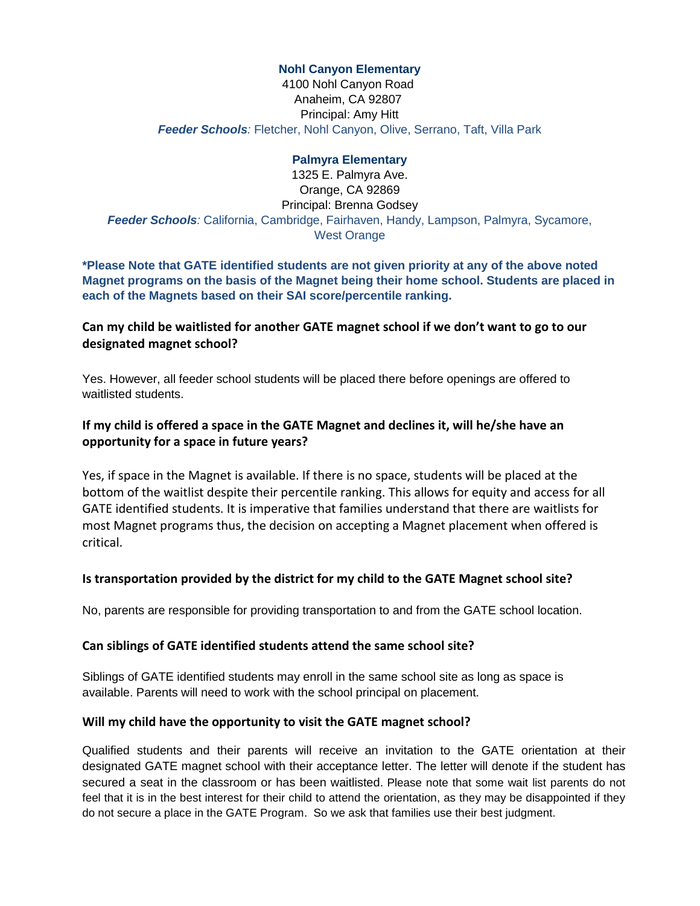**Nohl Canyon Elementary**
4100 Nohl Canyon Road
Anaheim, CA 92807
Principal: Amy Hitt
***Feeder Schools**:* Fletcher, Nohl Canyon, Olive, Serrano, Taft, Villa Park

**Palmyra Elementary**
1325 E. Palmyra Ave.
Orange, CA 92869
Principal: Brenna Godsey
***Feeder Schools**:* California, Cambridge, Fairhaven, Handy, Lampson, Palmyra, Sycamore, West Orange

**\*Please Note that GATE identified students are not given priority at any of the above noted Magnet programs on the basis of the Magnet being their home school. Students are placed in each of the Magnets based on their SAI score/percentile ranking.**

### Can my child be waitlisted for another GATE magnet school if we don't want to go to our designated magnet school?

Yes. However, all feeder school students will be placed there before openings are offered to waitlisted students.

### If my child is offered a space in the GATE Magnet and declines it, will he/she have an opportunity for a space in future years?

Yes, if space in the Magnet is available. If there is no space, students will be placed at the bottom of the waitlist despite their percentile ranking. This allows for equity and access for all GATE identified students. It is imperative that families understand that there are waitlists for most Magnet programs thus, the decision on accepting a Magnet placement when offered is critical.

### Is transportation provided by the district for my child to the GATE Magnet school site?

No, parents are responsible for providing transportation to and from the GATE school location.

### Can siblings of GATE identified students attend the same school site?

Siblings of GATE identified students may enroll in the same school site as long as space is available. Parents will need to work with the school principal on placement.

### Will my child have the opportunity to visit the GATE magnet school?

Qualified students and their parents will receive an invitation to the GATE orientation at their designated GATE magnet school with their acceptance letter. The letter will denote if the student has secured a seat in the classroom or has been waitlisted. Please note that some wait list parents do not feel that it is in the best interest for their child to attend the orientation, as they may be disappointed if they do not secure a place in the GATE Program. So we ask that families use their best judgment.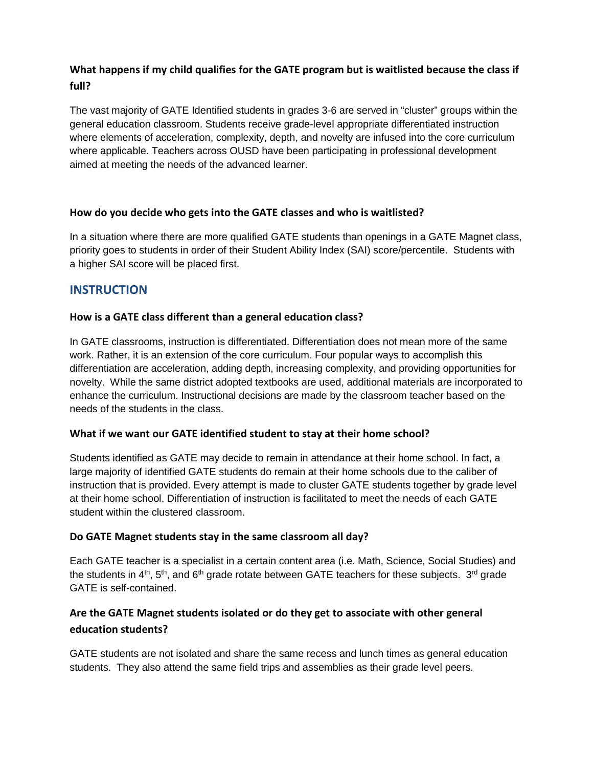### What happens if my child qualifies for the GATE program but is waitlisted because the class if full?

The vast majority of GATE Identified students in grades 3-6 are served in "cluster" groups within the general education classroom. Students receive grade-level appropriate differentiated instruction where elements of acceleration, complexity, depth, and novelty are infused into the core curriculum where applicable. Teachers across OUSD have been participating in professional development aimed at meeting the needs of the advanced learner.

#### How do you decide who gets into the GATE classes and who is waitlisted?

In a situation where there are more qualified GATE students than openings in a GATE Magnet class, priority goes to students in order of their Student Ability Index (SAI) score/percentile. Students with a higher SAI score will be placed first.

## INSTRUCTION

#### How is a GATE class different than a general education class?

In GATE classrooms, instruction is differentiated. Differentiation does not mean more of the same work. Rather, it is an extension of the core curriculum. Four popular ways to accomplish this differentiation are acceleration, adding depth, increasing complexity, and providing opportunities for novelty. While the same district adopted textbooks are used, additional materials are incorporated to enhance the curriculum. Instructional decisions are made by the classroom teacher based on the needs of the students in the class.

#### What if we want our GATE identified student to stay at their home school?

Students identified as GATE may decide to remain in attendance at their home school. In fact, a large majority of identified GATE students do remain at their home schools due to the caliber of instruction that is provided. Every attempt is made to cluster GATE students together by grade level at their home school. Differentiation of instruction is facilitated to meet the needs of each GATE student within the clustered classroom.

#### Do GATE Magnet students stay in the same classroom all day?

Each GATE teacher is a specialist in a certain content area (i.e. Math, Science, Social Studies) and the students in 4th, 5th, and 6th grade rotate between GATE teachers for these subjects. 3rd grade GATE is self-contained.

### Are the GATE Magnet students isolated or do they get to associate with other general education students?

GATE students are not isolated and share the same recess and lunch times as general education students. They also attend the same field trips and assemblies as their grade level peers.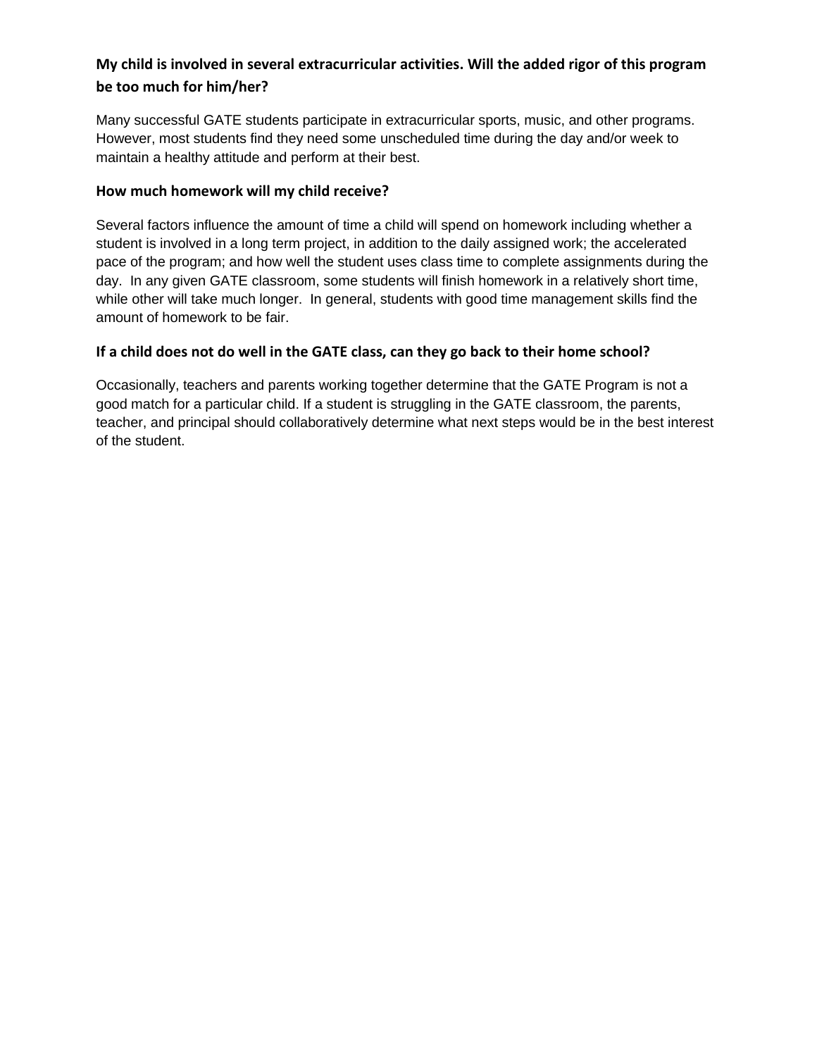### My child is involved in several extracurricular activities. Will the added rigor of this program be too much for him/her?

Many successful GATE students participate in extracurricular sports, music, and other programs. However, most students find they need some unscheduled time during the day and/or week to maintain a healthy attitude and perform at their best.

### How much homework will my child receive?

Several factors influence the amount of time a child will spend on homework including whether a student is involved in a long term project, in addition to the daily assigned work; the accelerated pace of the program; and how well the student uses class time to complete assignments during the day. In any given GATE classroom, some students will finish homework in a relatively short time, while other will take much longer. In general, students with good time management skills find the amount of homework to be fair.

### If a child does not do well in the GATE class, can they go back to their home school?

Occasionally, teachers and parents working together determine that the GATE Program is not a good match for a particular child. If a student is struggling in the GATE classroom, the parents, teacher, and principal should collaboratively determine what next steps would be in the best interest of the student.